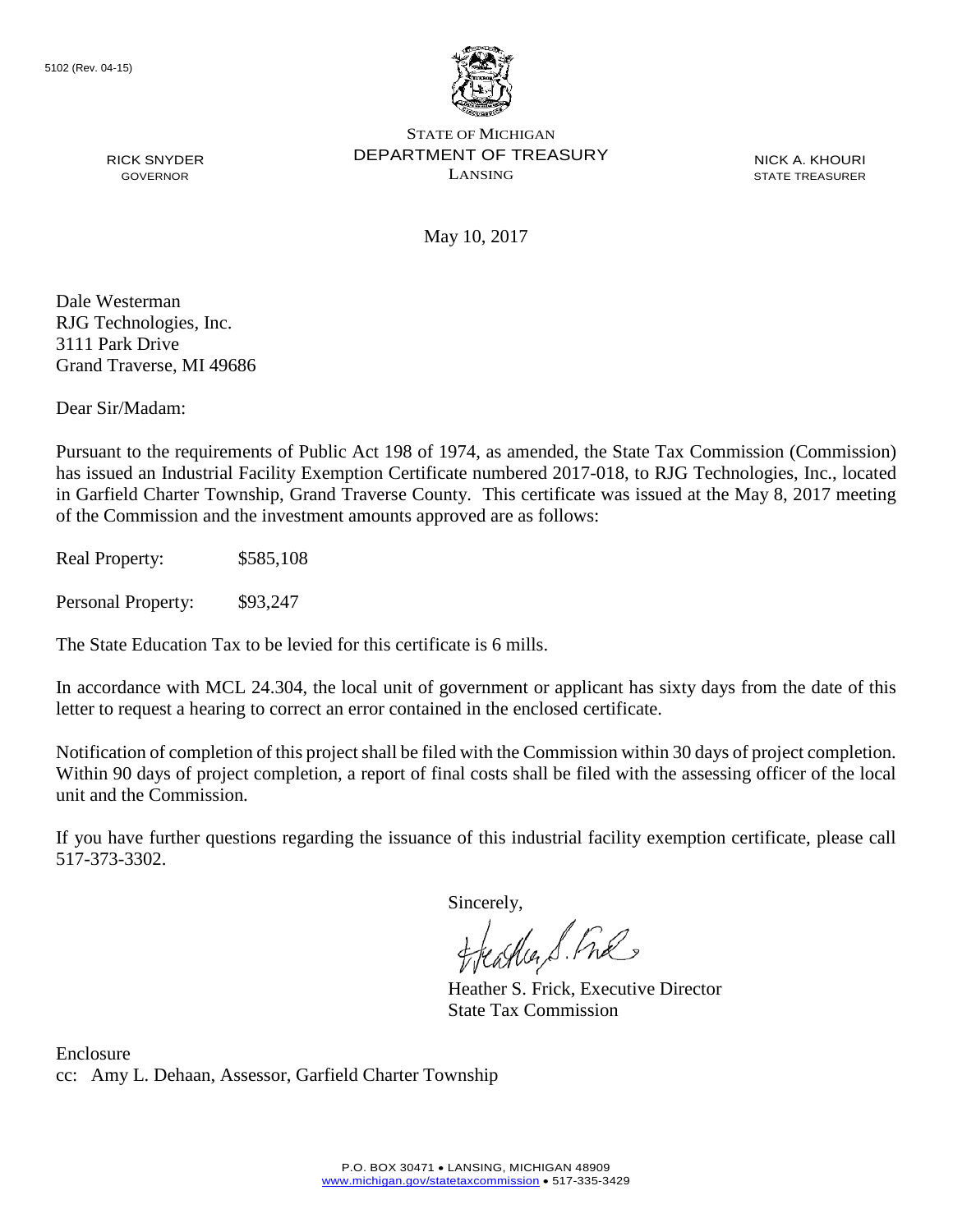5102 (Rev. 04-15)

STATE OF MICHIGAN
DEPARTMENT OF TREASURY
LANSING

RICK SNYDER
GOVERNOR

NICK A. KHOURI
STATE TREASURER

May 10, 2017

Dale Westerman
RJG Technologies, Inc.
3111 Park Drive
Grand Traverse, MI 49686

Dear Sir/Madam:

Pursuant to the requirements of Public Act 198 of 1974, as amended, the State Tax Commission (Commission) has issued an Industrial Facility Exemption Certificate numbered 2017-018, to RJG Technologies, Inc., located in Garfield Charter Township, Grand Traverse County. This certificate was issued at the May 8, 2017 meeting of the Commission and the investment amounts approved are as follows:

Real Property: $585,108

Personal Property: $93,247

The State Education Tax to be levied for this certificate is 6 mills.

In accordance with MCL 24.304, the local unit of government or applicant has sixty days from the date of this letter to request a hearing to correct an error contained in the enclosed certificate.

Notification of completion of this project shall be filed with the Commission within 30 days of project completion. Within 90 days of project completion, a report of final costs shall be filed with the assessing officer of the local unit and the Commission.

If you have further questions regarding the issuance of this industrial facility exemption certificate, please call 517-373-3302.

Sincerely,

Heather S. Frick, Executive Director
State Tax Commission

Enclosure
cc: Amy L. Dehaan, Assessor, Garfield Charter Township

P.O. BOX 30471 • LANSING, MICHIGAN 48909
www.michigan.gov/statetaxcommission • 517-335-3429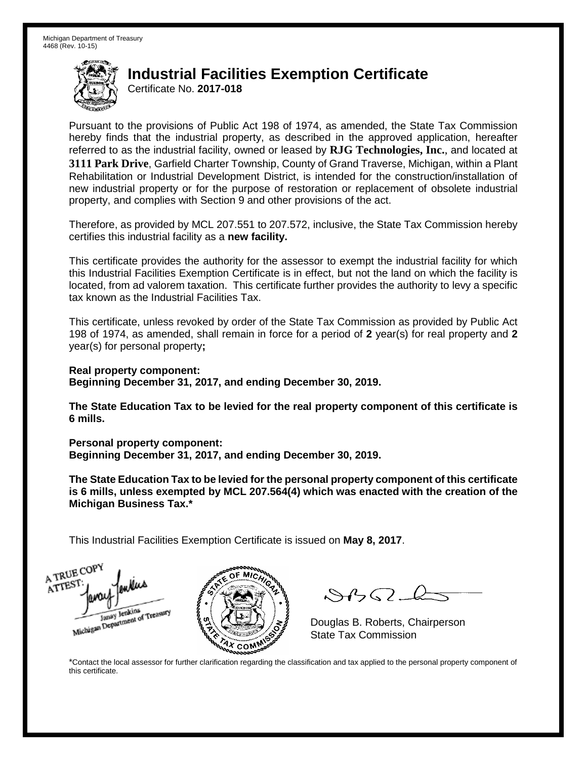Michigan Department of Treasury
4468 (Rev. 10-15)

# Industrial Facilities Exemption Certificate

Certificate No. **2017-018**

Pursuant to the provisions of Public Act 198 of 1974, as amended, the State Tax Commission hereby finds that the industrial property, as described in the approved application, hereafter referred to as the industrial facility, owned or leased by **RJG Technologies, Inc.**, and located at **3111 Park Drive**, Garfield Charter Township, County of Grand Traverse, Michigan, within a Plant Rehabilitation or Industrial Development District, is intended for the construction/installation of new industrial property or for the purpose of restoration or replacement of obsolete industrial property, and complies with Section 9 and other provisions of the act.

Therefore, as provided by MCL 207.551 to 207.572, inclusive, the State Tax Commission hereby certifies this industrial facility as a **new facility.**

This certificate provides the authority for the assessor to exempt the industrial facility for which this Industrial Facilities Exemption Certificate is in effect, but not the land on which the facility is located, from ad valorem taxation. This certificate further provides the authority to levy a specific tax known as the Industrial Facilities Tax.

This certificate, unless revoked by order of the State Tax Commission as provided by Public Act 198 of 1974, as amended, shall remain in force for a period of **2** year(s) for real property and **2** year(s) for personal property**;**

**Real property component:**
**Beginning December 31, 2017, and ending December 30, 2019.**

**The State Education Tax to be levied for the real property component of this certificate is 6 mills.**

**Personal property component:**
**Beginning December 31, 2017, and ending December 30, 2019.**

**The State Education Tax to be levied for the personal property component of this certificate is 6 mills, unless exempted by MCL 207.564(4) which was enacted with the creation of the Michigan Business Tax.***

This Industrial Facilities Exemption Certificate is issued on **May 8, 2017**.

A TRUE COPY
ATTEST:
Janay Jenkins
Michigan Department of Treasury

Douglas B. Roberts, Chairperson
State Tax Commission

*Contact the local assessor for further clarification regarding the classification and tax applied to the personal property component of this certificate.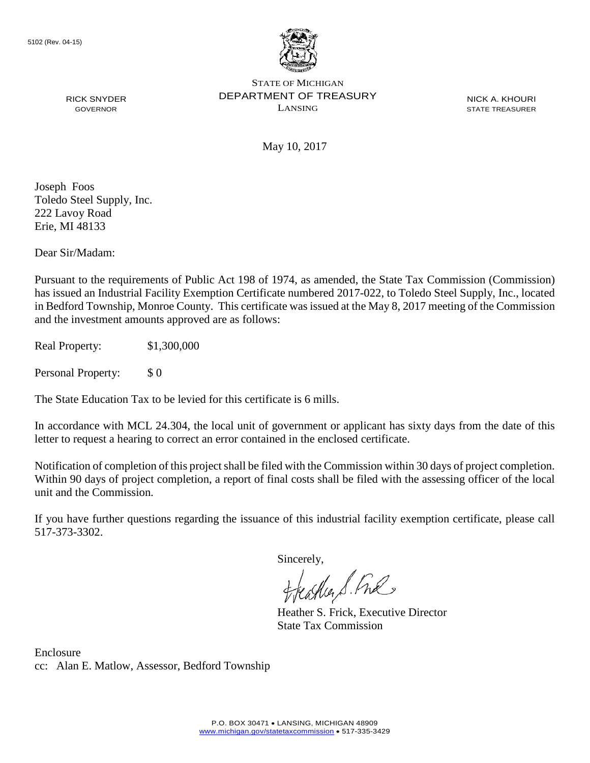5102 (Rev. 04-15)

STATE OF MICHIGAN
DEPARTMENT OF TREASURY
LANSING

RICK SNYDER
GOVERNOR

NICK A. KHOURI
STATE TREASURER

May 10, 2017

Joseph Foos
Toledo Steel Supply, Inc.
222 Lavoy Road
Erie, MI 48133

Dear Sir/Madam:

Pursuant to the requirements of Public Act 198 of 1974, as amended, the State Tax Commission (Commission) has issued an Industrial Facility Exemption Certificate numbered 2017-022, to Toledo Steel Supply, Inc., located in Bedford Township, Monroe County. This certificate was issued at the May 8, 2017 meeting of the Commission and the investment amounts approved are as follows:

Real Property: $1,300,000

Personal Property: $ 0

The State Education Tax to be levied for this certificate is 6 mills.

In accordance with MCL 24.304, the local unit of government or applicant has sixty days from the date of this letter to request a hearing to correct an error contained in the enclosed certificate.

Notification of completion of this project shall be filed with the Commission within 30 days of project completion. Within 90 days of project completion, a report of final costs shall be filed with the assessing officer of the local unit and the Commission.

If you have further questions regarding the issuance of this industrial facility exemption certificate, please call 517-373-3302.

Sincerely,

Heather S. Frick, Executive Director
State Tax Commission

Enclosure
cc: Alan E. Matlow, Assessor, Bedford Township

P.O. BOX 30471 • LANSING, MICHIGAN 48909
www.michigan.gov/statetaxcommission • 517-335-3429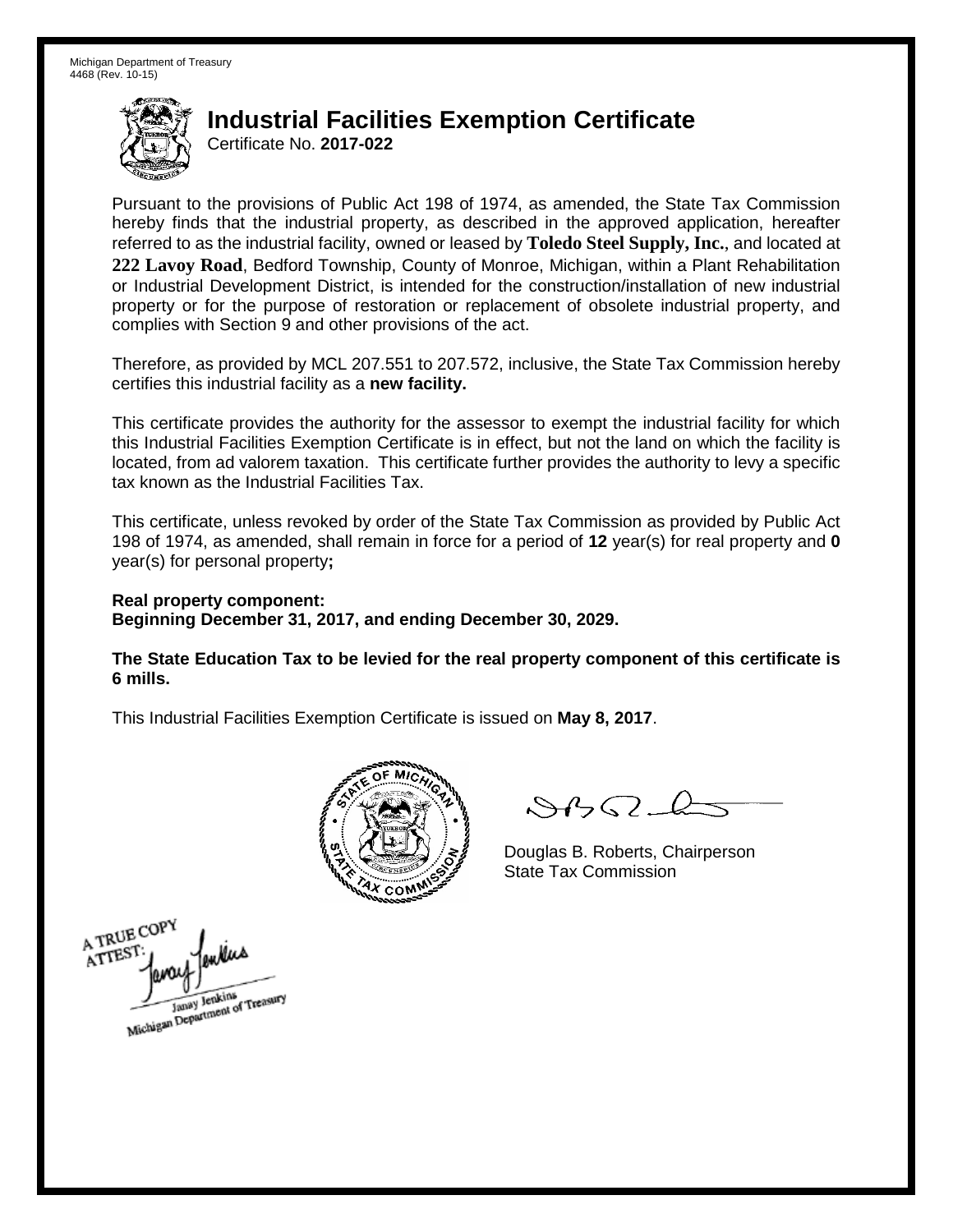Michigan Department of Treasury
4468 (Rev. 10-15)

# Industrial Facilities Exemption Certificate

Certificate No. **2017-022**

Pursuant to the provisions of Public Act 198 of 1974, as amended, the State Tax Commission hereby finds that the industrial property, as described in the approved application, hereafter referred to as the industrial facility, owned or leased by **Toledo Steel Supply, Inc.**, and located at **222 Lavoy Road**, Bedford Township, County of Monroe, Michigan, within a Plant Rehabilitation or Industrial Development District, is intended for the construction/installation of new industrial property or for the purpose of restoration or replacement of obsolete industrial property, and complies with Section 9 and other provisions of the act.

Therefore, as provided by MCL 207.551 to 207.572, inclusive, the State Tax Commission hereby certifies this industrial facility as a **new facility.**

This certificate provides the authority for the assessor to exempt the industrial facility for which this Industrial Facilities Exemption Certificate is in effect, but not the land on which the facility is located, from ad valorem taxation. This certificate further provides the authority to levy a specific tax known as the Industrial Facilities Tax.

This certificate, unless revoked by order of the State Tax Commission as provided by Public Act 198 of 1974, as amended, shall remain in force for a period of **12** year(s) for real property and **0** year(s) for personal property**;**

**Real property component:**
**Beginning December 31, 2017, and ending December 30, 2029.**

**The State Education Tax to be levied for the real property component of this certificate is 6 mills.**

This Industrial Facilities Exemption Certificate is issued on **May 8, 2017**.

Douglas B. Roberts, Chairperson
State Tax Commission

A TRUE COPY
ATTEST:
Janay Jenkins
Michigan Department of Treasury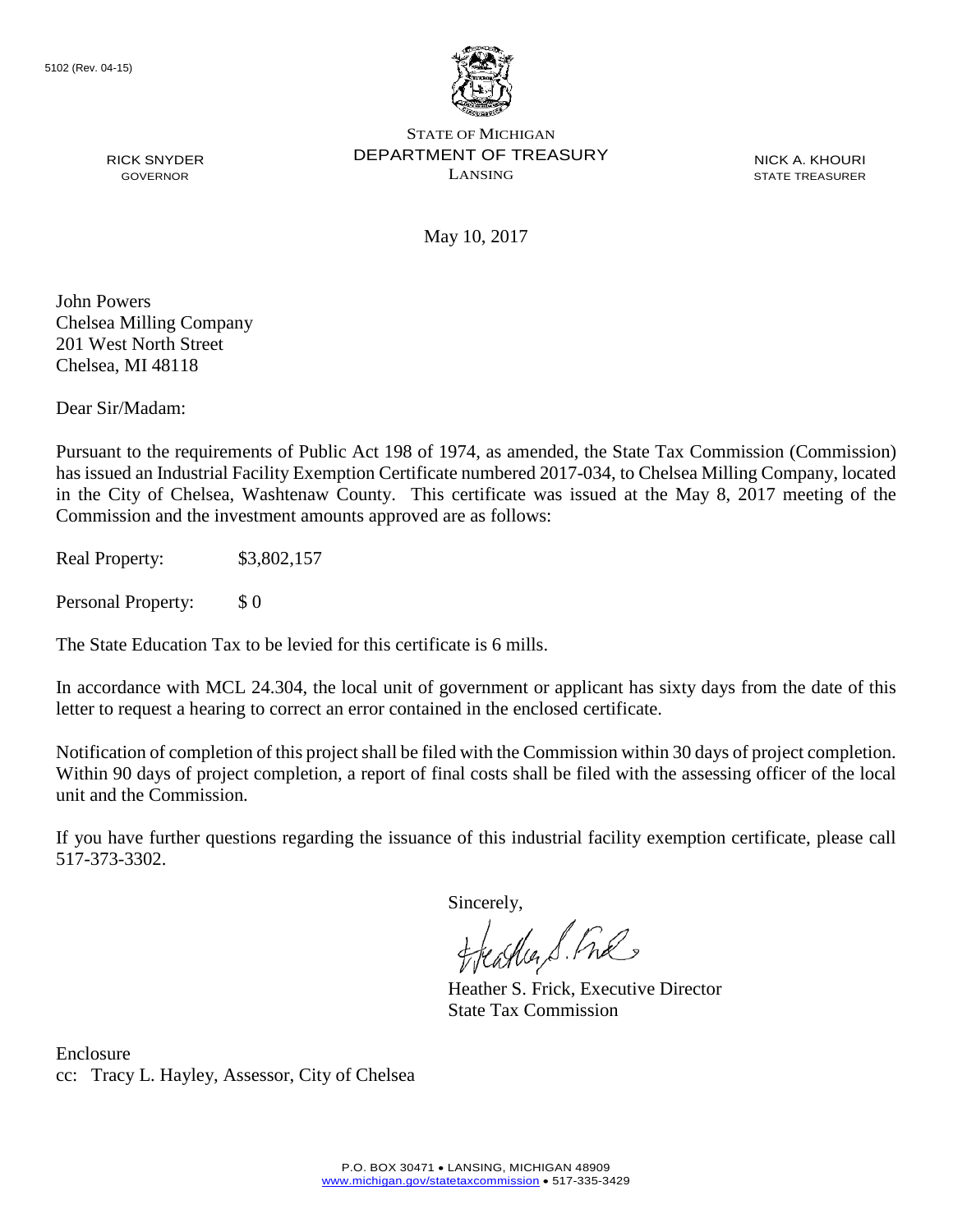5102 (Rev. 04-15)

STATE OF MICHIGAN
DEPARTMENT OF TREASURY
LANSING

RICK SNYDER
GOVERNOR

NICK A. KHOURI
STATE TREASURER

May 10, 2017

John Powers
Chelsea Milling Company
201 West North Street
Chelsea, MI 48118

Dear Sir/Madam:

Pursuant to the requirements of Public Act 198 of 1974, as amended, the State Tax Commission (Commission) has issued an Industrial Facility Exemption Certificate numbered 2017-034, to Chelsea Milling Company, located in the City of Chelsea, Washtenaw County. This certificate was issued at the May 8, 2017 meeting of the Commission and the investment amounts approved are as follows:

Real Property: $3,802,157

Personal Property: $ 0

The State Education Tax to be levied for this certificate is 6 mills.

In accordance with MCL 24.304, the local unit of government or applicant has sixty days from the date of this letter to request a hearing to correct an error contained in the enclosed certificate.

Notification of completion of this project shall be filed with the Commission within 30 days of project completion. Within 90 days of project completion, a report of final costs shall be filed with the assessing officer of the local unit and the Commission.

If you have further questions regarding the issuance of this industrial facility exemption certificate, please call 517-373-3302.

Sincerely,

Heather S. Frick, Executive Director
State Tax Commission

Enclosure
cc: Tracy L. Hayley, Assessor, City of Chelsea

P.O. BOX 30471 • LANSING, MICHIGAN 48909
www.michigan.gov/statetaxcommission • 517-335-3429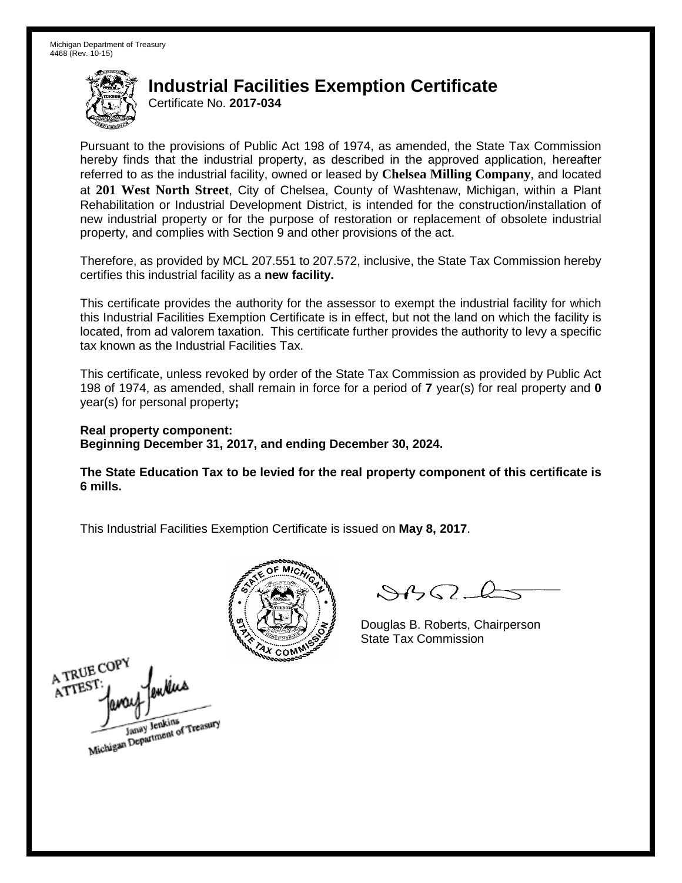Michigan Department of Treasury
4468 (Rev. 10-15)

# Industrial Facilities Exemption Certificate

Certificate No. **2017-034**

Pursuant to the provisions of Public Act 198 of 1974, as amended, the State Tax Commission hereby finds that the industrial property, as described in the approved application, hereafter referred to as the industrial facility, owned or leased by **Chelsea Milling Company**, and located at **201 West North Street**, City of Chelsea, County of Washtenaw, Michigan, within a Plant Rehabilitation or Industrial Development District, is intended for the construction/installation of new industrial property or for the purpose of restoration or replacement of obsolete industrial property, and complies with Section 9 and other provisions of the act.

Therefore, as provided by MCL 207.551 to 207.572, inclusive, the State Tax Commission hereby certifies this industrial facility as a **new facility.**

This certificate provides the authority for the assessor to exempt the industrial facility for which this Industrial Facilities Exemption Certificate is in effect, but not the land on which the facility is located, from ad valorem taxation. This certificate further provides the authority to levy a specific tax known as the Industrial Facilities Tax.

This certificate, unless revoked by order of the State Tax Commission as provided by Public Act 198 of 1974, as amended, shall remain in force for a period of **7** year(s) for real property and **0** year(s) for personal property**;**

**Real property component:**
**Beginning December 31, 2017, and ending December 30, 2024.**

**The State Education Tax to be levied for the real property component of this certificate is 6 mills.**

This Industrial Facilities Exemption Certificate is issued on **May 8, 2017**.

Douglas B. Roberts, Chairperson
State Tax Commission

A TRUE COPY
ATTEST:
Janay Jenkins
Michigan Department of Treasury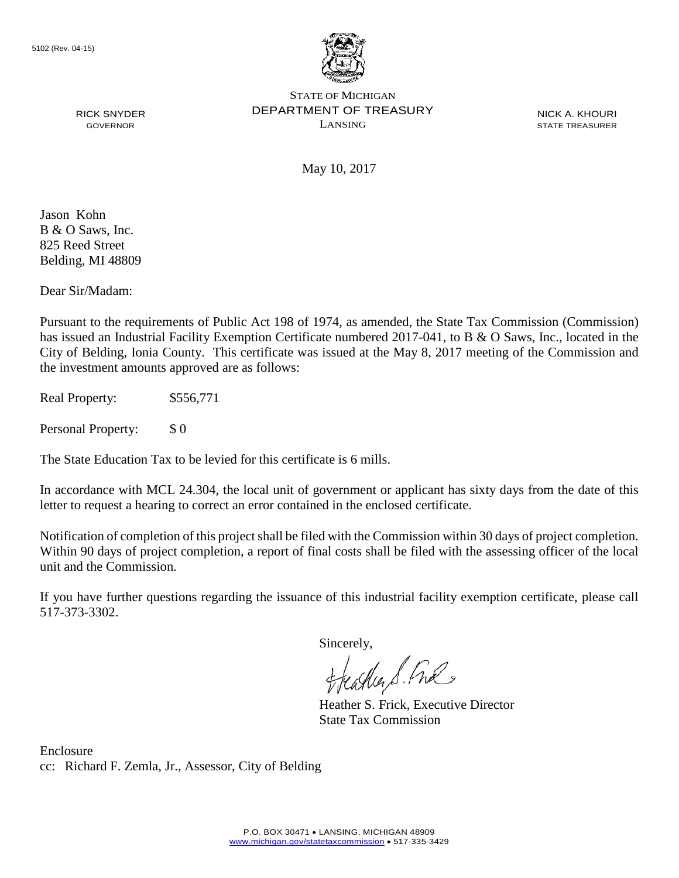5102 (Rev. 04-15)

STATE OF MICHIGAN
DEPARTMENT OF TREASURY
LANSING

RICK SNYDER
GOVERNOR

NICK A. KHOURI
STATE TREASURER

May 10, 2017

Jason Kohn
B & O Saws, Inc.
825 Reed Street
Belding, MI 48809

Dear Sir/Madam:

Pursuant to the requirements of Public Act 198 of 1974, as amended, the State Tax Commission (Commission) has issued an Industrial Facility Exemption Certificate numbered 2017-041, to B & O Saws, Inc., located in the City of Belding, Ionia County. This certificate was issued at the May 8, 2017 meeting of the Commission and the investment amounts approved are as follows:

Real Property: $556,771

Personal Property: $ 0

The State Education Tax to be levied for this certificate is 6 mills.

In accordance with MCL 24.304, the local unit of government or applicant has sixty days from the date of this letter to request a hearing to correct an error contained in the enclosed certificate.

Notification of completion of this project shall be filed with the Commission within 30 days of project completion. Within 90 days of project completion, a report of final costs shall be filed with the assessing officer of the local unit and the Commission.

If you have further questions regarding the issuance of this industrial facility exemption certificate, please call 517-373-3302.

Sincerely,

Heather S. Frick, Executive Director
State Tax Commission

Enclosure
cc: Richard F. Zemla, Jr., Assessor, City of Belding

P.O. BOX 30471 • LANSING, MICHIGAN 48909
www.michigan.gov/statetaxcommission • 517-335-3429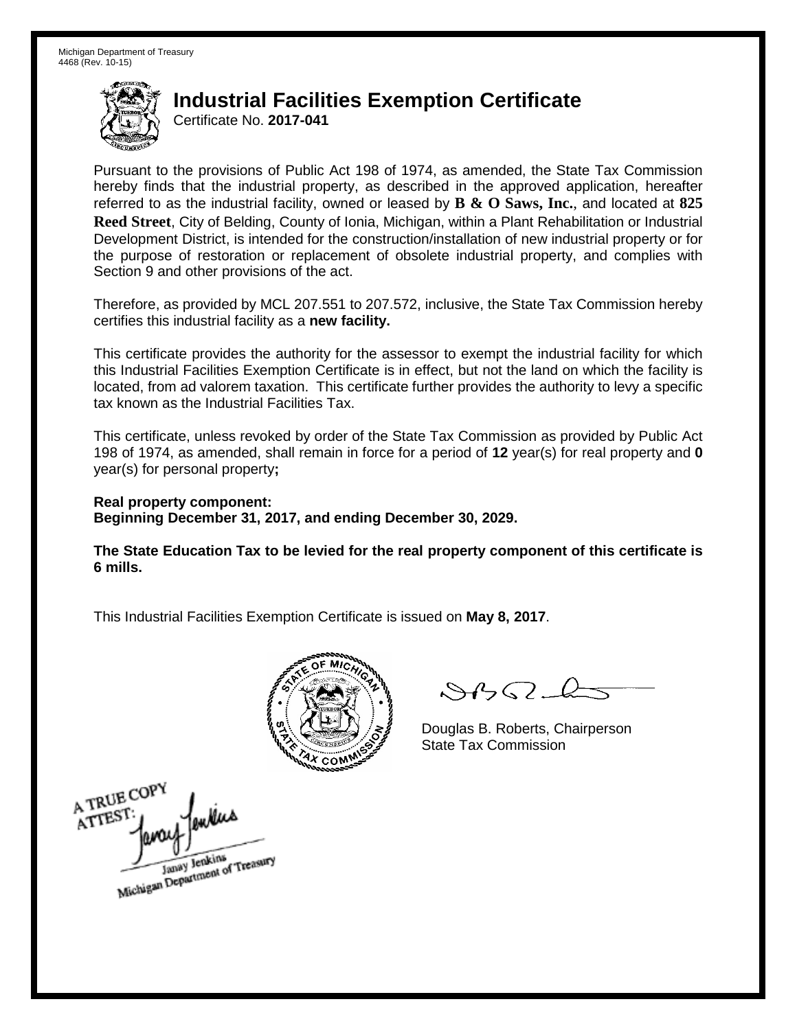Michigan Department of Treasury
4468 (Rev. 10-15)

# Industrial Facilities Exemption Certificate

Certificate No. **2017-041**

Pursuant to the provisions of Public Act 198 of 1974, as amended, the State Tax Commission hereby finds that the industrial property, as described in the approved application, hereafter referred to as the industrial facility, owned or leased by **B & O Saws, Inc.**, and located at **825 Reed Street**, City of Belding, County of Ionia, Michigan, within a Plant Rehabilitation or Industrial Development District, is intended for the construction/installation of new industrial property or for the purpose of restoration or replacement of obsolete industrial property, and complies with Section 9 and other provisions of the act.

Therefore, as provided by MCL 207.551 to 207.572, inclusive, the State Tax Commission hereby certifies this industrial facility as a **new facility.**

This certificate provides the authority for the assessor to exempt the industrial facility for which this Industrial Facilities Exemption Certificate is in effect, but not the land on which the facility is located, from ad valorem taxation. This certificate further provides the authority to levy a specific tax known as the Industrial Facilities Tax.

This certificate, unless revoked by order of the State Tax Commission as provided by Public Act 198 of 1974, as amended, shall remain in force for a period of **12** year(s) for real property and **0** year(s) for personal property**;**

**Real property component:**
**Beginning December 31, 2017, and ending December 30, 2029.**

**The State Education Tax to be levied for the real property component of this certificate is 6 mills.**

This Industrial Facilities Exemption Certificate is issued on **May 8, 2017**.

Douglas B. Roberts, Chairperson
State Tax Commission

A TRUE COPY
ATTEST:
Janay Jenkins
Michigan Department of Treasury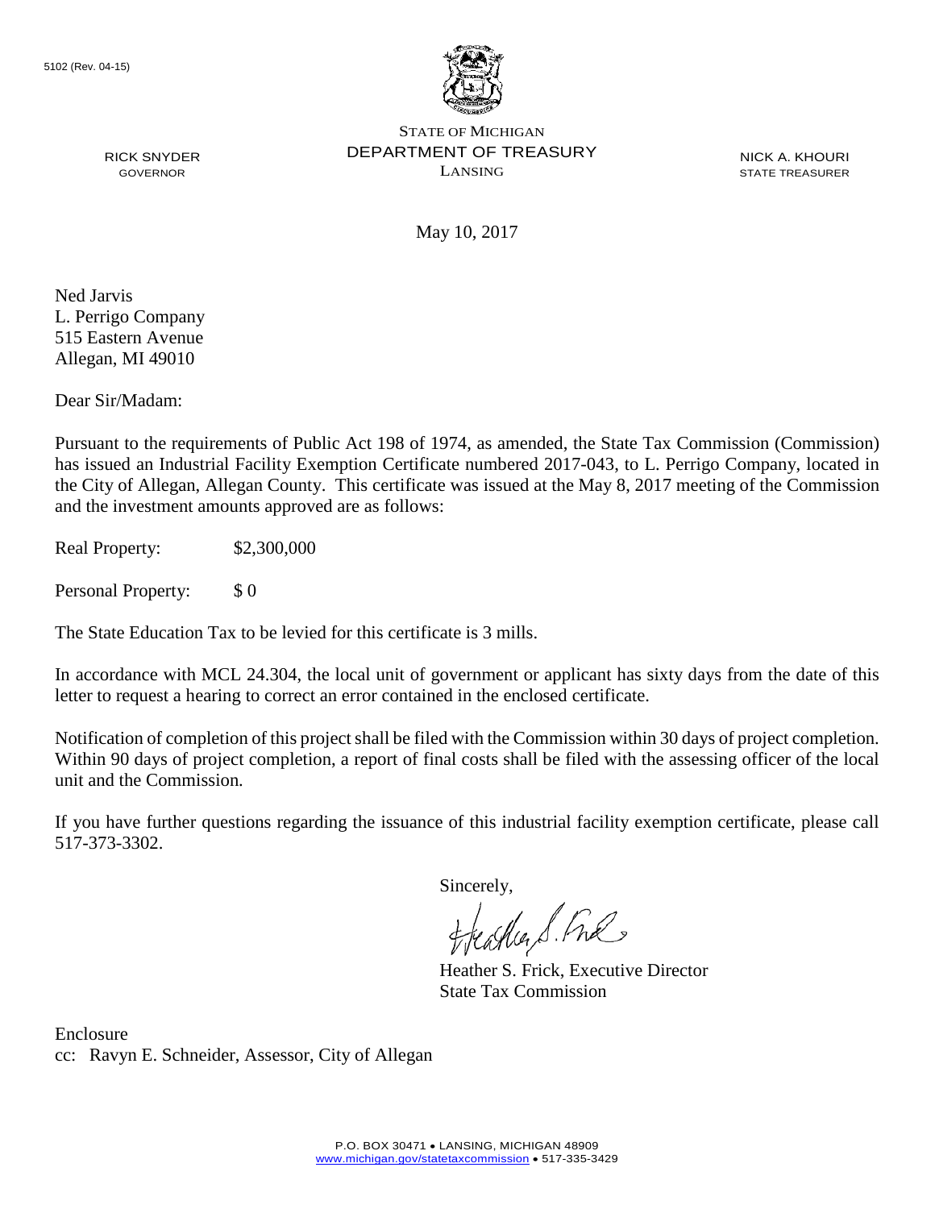5102 (Rev. 04-15)

STATE OF MICHIGAN
DEPARTMENT OF TREASURY
LANSING

RICK SNYDER
GOVERNOR

NICK A. KHOURI
STATE TREASURER

May 10, 2017

Ned Jarvis
L. Perrigo Company
515 Eastern Avenue
Allegan, MI 49010

Dear Sir/Madam:

Pursuant to the requirements of Public Act 198 of 1974, as amended, the State Tax Commission (Commission) has issued an Industrial Facility Exemption Certificate numbered 2017-043, to L. Perrigo Company, located in the City of Allegan, Allegan County. This certificate was issued at the May 8, 2017 meeting of the Commission and the investment amounts approved are as follows:

Real Property: $2,300,000

Personal Property: $ 0

The State Education Tax to be levied for this certificate is 3 mills.

In accordance with MCL 24.304, the local unit of government or applicant has sixty days from the date of this letter to request a hearing to correct an error contained in the enclosed certificate.

Notification of completion of this project shall be filed with the Commission within 30 days of project completion. Within 90 days of project completion, a report of final costs shall be filed with the assessing officer of the local unit and the Commission.

If you have further questions regarding the issuance of this industrial facility exemption certificate, please call 517-373-3302.

Sincerely,

Heather S. Frick, Executive Director
State Tax Commission

Enclosure
cc: Ravyn E. Schneider, Assessor, City of Allegan

P.O. BOX 30471 • LANSING, MICHIGAN 48909
www.michigan.gov/statetaxcommission • 517-335-3429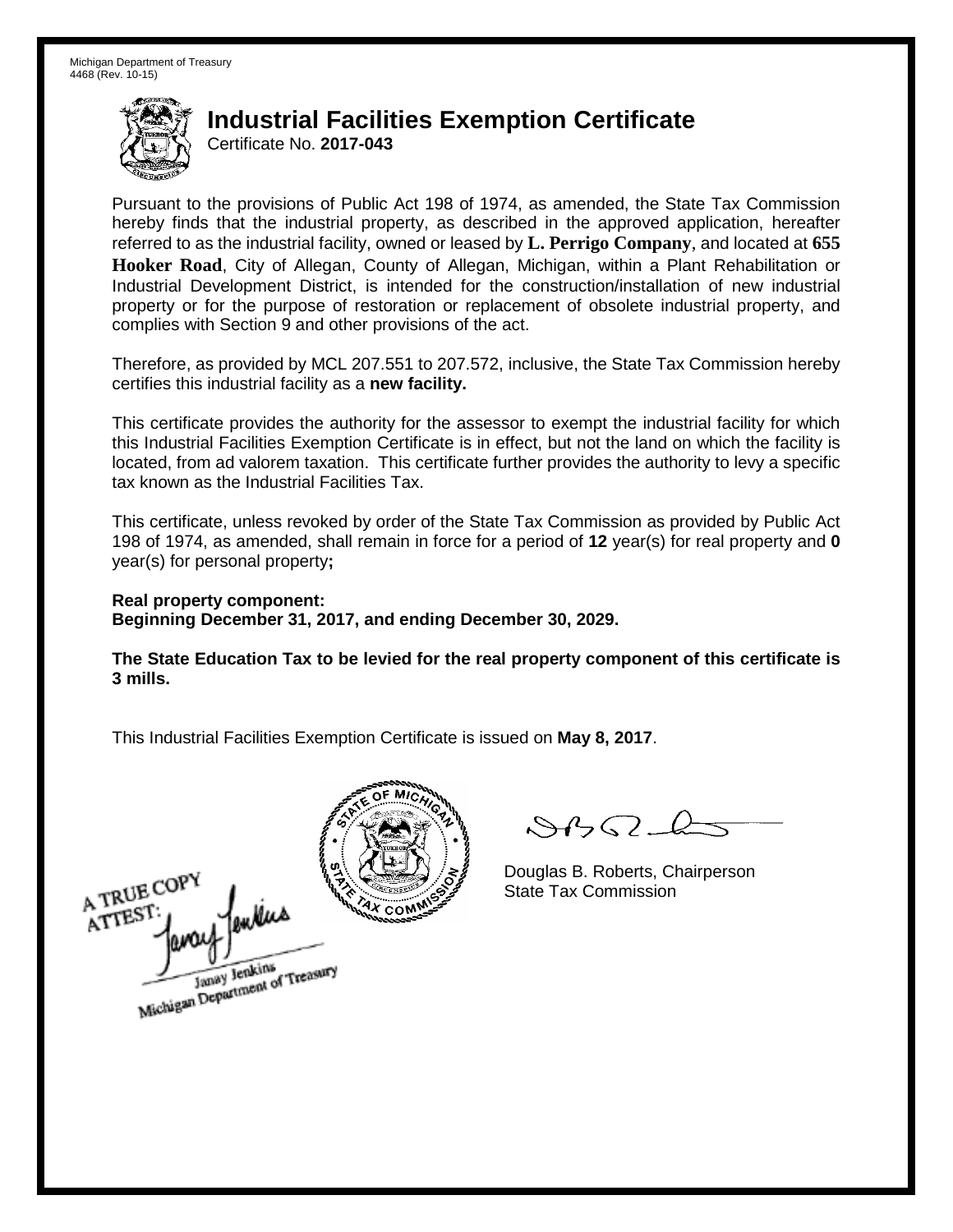Michigan Department of Treasury
4468 (Rev. 10-15)

# Industrial Facilities Exemption Certificate

Certificate No. **2017-043**

Pursuant to the provisions of Public Act 198 of 1974, as amended, the State Tax Commission hereby finds that the industrial property, as described in the approved application, hereafter referred to as the industrial facility, owned or leased by **L. Perrigo Company**, and located at **655 Hooker Road**, City of Allegan, County of Allegan, Michigan, within a Plant Rehabilitation or Industrial Development District, is intended for the construction/installation of new industrial property or for the purpose of restoration or replacement of obsolete industrial property, and complies with Section 9 and other provisions of the act.

Therefore, as provided by MCL 207.551 to 207.572, inclusive, the State Tax Commission hereby certifies this industrial facility as a **new facility.**

This certificate provides the authority for the assessor to exempt the industrial facility for which this Industrial Facilities Exemption Certificate is in effect, but not the land on which the facility is located, from ad valorem taxation. This certificate further provides the authority to levy a specific tax known as the Industrial Facilities Tax.

This certificate, unless revoked by order of the State Tax Commission as provided by Public Act 198 of 1974, as amended, shall remain in force for a period of **12** year(s) for real property and **0** year(s) for personal property**;**

**Real property component:**
**Beginning December 31, 2017, and ending December 30, 2029.**

**The State Education Tax to be levied for the real property component of this certificate is 3 mills.**

This Industrial Facilities Exemption Certificate is issued on **May 8, 2017**.

A TRUE COPY
ATTEST:
Janay Jenkins
Michigan Department of Treasury

Douglas B. Roberts, Chairperson
State Tax Commission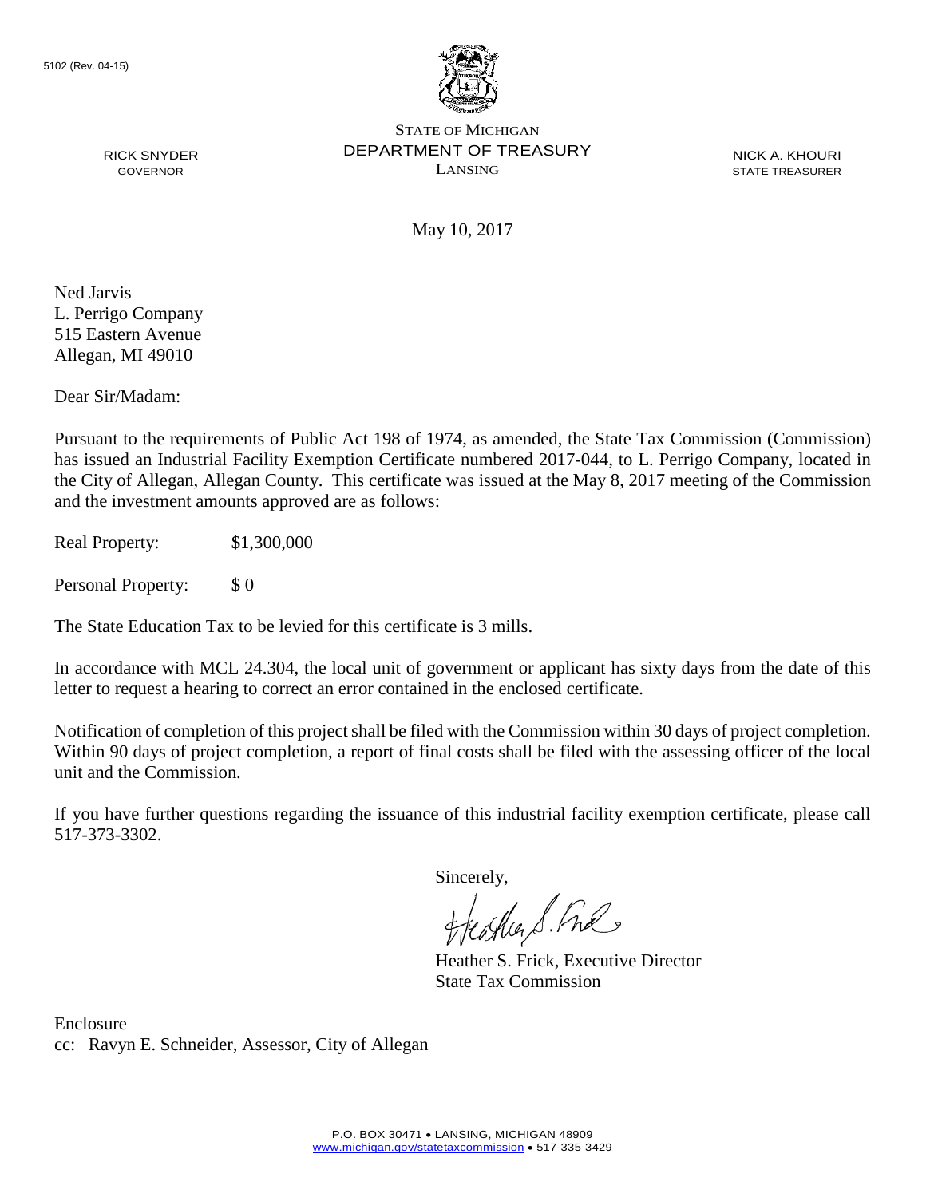5102 (Rev. 04-15)

STATE OF MICHIGAN
DEPARTMENT OF TREASURY
LANSING

RICK SNYDER
GOVERNOR

NICK A. KHOURI
STATE TREASURER

May 10, 2017

Ned Jarvis
L. Perrigo Company
515 Eastern Avenue
Allegan, MI 49010

Dear Sir/Madam:

Pursuant to the requirements of Public Act 198 of 1974, as amended, the State Tax Commission (Commission) has issued an Industrial Facility Exemption Certificate numbered 2017-044, to L. Perrigo Company, located in the City of Allegan, Allegan County. This certificate was issued at the May 8, 2017 meeting of the Commission and the investment amounts approved are as follows:

Real Property: $1,300,000

Personal Property: $ 0

The State Education Tax to be levied for this certificate is 3 mills.

In accordance with MCL 24.304, the local unit of government or applicant has sixty days from the date of this letter to request a hearing to correct an error contained in the enclosed certificate.

Notification of completion of this project shall be filed with the Commission within 30 days of project completion. Within 90 days of project completion, a report of final costs shall be filed with the assessing officer of the local unit and the Commission.

If you have further questions regarding the issuance of this industrial facility exemption certificate, please call 517-373-3302.

Sincerely,

Heather S. Frick, Executive Director
State Tax Commission

Enclosure
cc: Ravyn E. Schneider, Assessor, City of Allegan

P.O. BOX 30471 • LANSING, MICHIGAN 48909
www.michigan.gov/statetaxcommission • 517-335-3429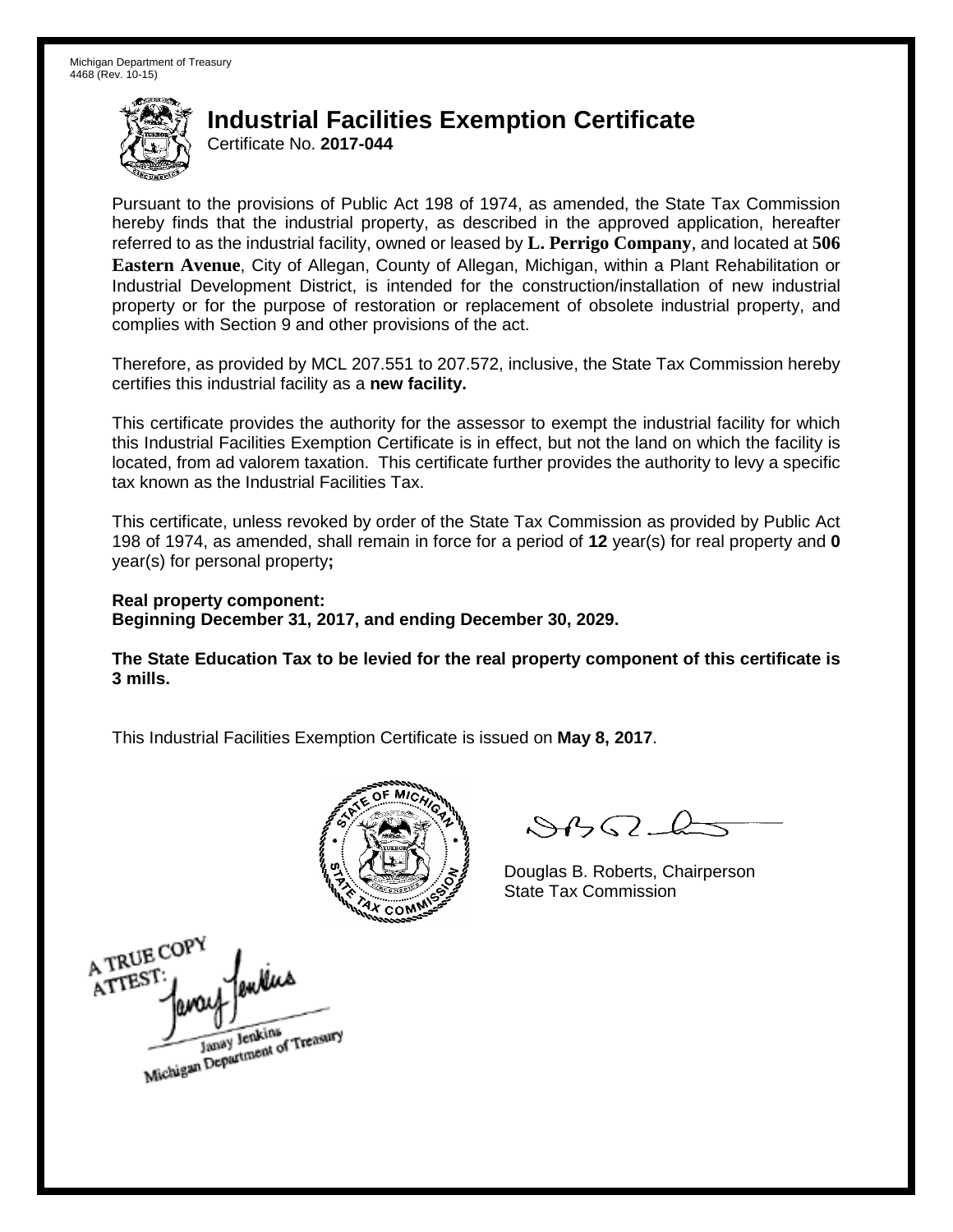Michigan Department of Treasury
4468 (Rev. 10-15)

# Industrial Facilities Exemption Certificate

Certificate No. **2017-044**

Pursuant to the provisions of Public Act 198 of 1974, as amended, the State Tax Commission hereby finds that the industrial property, as described in the approved application, hereafter referred to as the industrial facility, owned or leased by **L. Perrigo Company**, and located at **506 Eastern Avenue**, City of Allegan, County of Allegan, Michigan, within a Plant Rehabilitation or Industrial Development District, is intended for the construction/installation of new industrial property or for the purpose of restoration or replacement of obsolete industrial property, and complies with Section 9 and other provisions of the act.

Therefore, as provided by MCL 207.551 to 207.572, inclusive, the State Tax Commission hereby certifies this industrial facility as a **new facility.**

This certificate provides the authority for the assessor to exempt the industrial facility for which this Industrial Facilities Exemption Certificate is in effect, but not the land on which the facility is located, from ad valorem taxation. This certificate further provides the authority to levy a specific tax known as the Industrial Facilities Tax.

This certificate, unless revoked by order of the State Tax Commission as provided by Public Act 198 of 1974, as amended, shall remain in force for a period of **12** year(s) for real property and **0** year(s) for personal property**;**

**Real property component:**
**Beginning December 31, 2017, and ending December 30, 2029.**

**The State Education Tax to be levied for the real property component of this certificate is 3 mills.**

This Industrial Facilities Exemption Certificate is issued on **May 8, 2017**.

Douglas B. Roberts, Chairperson
State Tax Commission

A TRUE COPY
ATTEST:
Janay Jenkins
Michigan Department of Treasury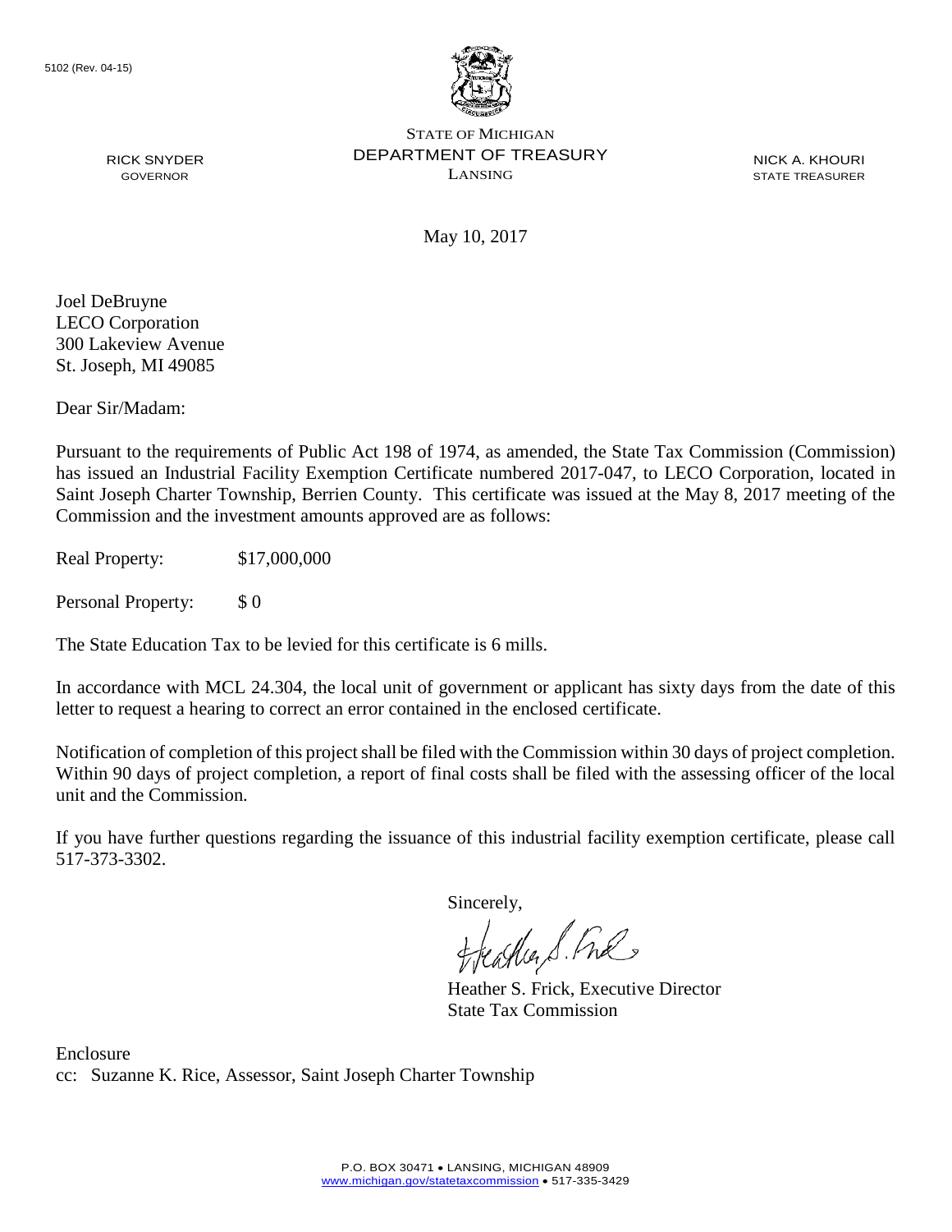5102 (Rev. 04-15)

STATE OF MICHIGAN
DEPARTMENT OF TREASURY
LANSING

RICK SNYDER
GOVERNOR

NICK A. KHOURI
STATE TREASURER

May 10, 2017

Joel DeBruyne
LECO Corporation
300 Lakeview Avenue
St. Joseph, MI 49085

Dear Sir/Madam:

Pursuant to the requirements of Public Act 198 of 1974, as amended, the State Tax Commission (Commission) has issued an Industrial Facility Exemption Certificate numbered 2017-047, to LECO Corporation, located in Saint Joseph Charter Township, Berrien County. This certificate was issued at the May 8, 2017 meeting of the Commission and the investment amounts approved are as follows:

Real Property: $17,000,000

Personal Property: $ 0

The State Education Tax to be levied for this certificate is 6 mills.

In accordance with MCL 24.304, the local unit of government or applicant has sixty days from the date of this letter to request a hearing to correct an error contained in the enclosed certificate.

Notification of completion of this project shall be filed with the Commission within 30 days of project completion. Within 90 days of project completion, a report of final costs shall be filed with the assessing officer of the local unit and the Commission.

If you have further questions regarding the issuance of this industrial facility exemption certificate, please call 517-373-3302.

Sincerely,

Heather S. Frick, Executive Director
State Tax Commission

Enclosure
cc: Suzanne K. Rice, Assessor, Saint Joseph Charter Township

P.O. BOX 30471 • LANSING, MICHIGAN 48909
www.michigan.gov/statetaxcommission • 517-335-3429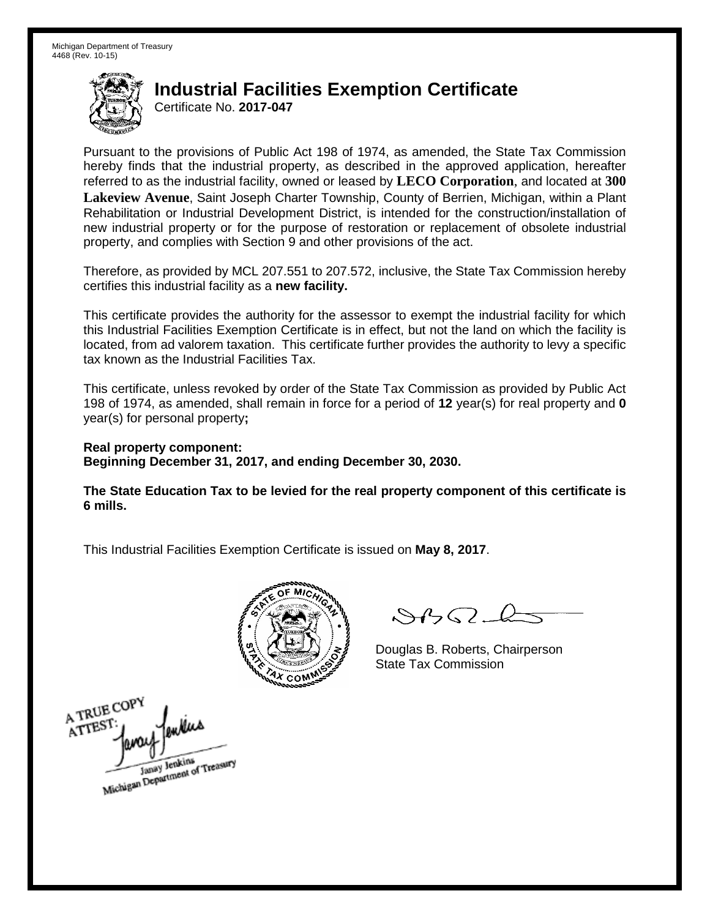Michigan Department of Treasury
4468 (Rev. 10-15)

# Industrial Facilities Exemption Certificate

Certificate No. **2017-047**

Pursuant to the provisions of Public Act 198 of 1974, as amended, the State Tax Commission hereby finds that the industrial property, as described in the approved application, hereafter referred to as the industrial facility, owned or leased by **LECO Corporation**, and located at **300 Lakeview Avenue**, Saint Joseph Charter Township, County of Berrien, Michigan, within a Plant Rehabilitation or Industrial Development District, is intended for the construction/installation of new industrial property or for the purpose of restoration or replacement of obsolete industrial property, and complies with Section 9 and other provisions of the act.

Therefore, as provided by MCL 207.551 to 207.572, inclusive, the State Tax Commission hereby certifies this industrial facility as a **new facility.**

This certificate provides the authority for the assessor to exempt the industrial facility for which this Industrial Facilities Exemption Certificate is in effect, but not the land on which the facility is located, from ad valorem taxation. This certificate further provides the authority to levy a specific tax known as the Industrial Facilities Tax.

This certificate, unless revoked by order of the State Tax Commission as provided by Public Act 198 of 1974, as amended, shall remain in force for a period of **12** year(s) for real property and **0** year(s) for personal property**;**

**Real property component:**
**Beginning December 31, 2017, and ending December 30, 2030.**

**The State Education Tax to be levied for the real property component of this certificate is 6 mills.**

This Industrial Facilities Exemption Certificate is issued on **May 8, 2017**.

Douglas B. Roberts, Chairperson
State Tax Commission

A TRUE COPY
ATTEST:
Janay Jenkins
Michigan Department of Treasury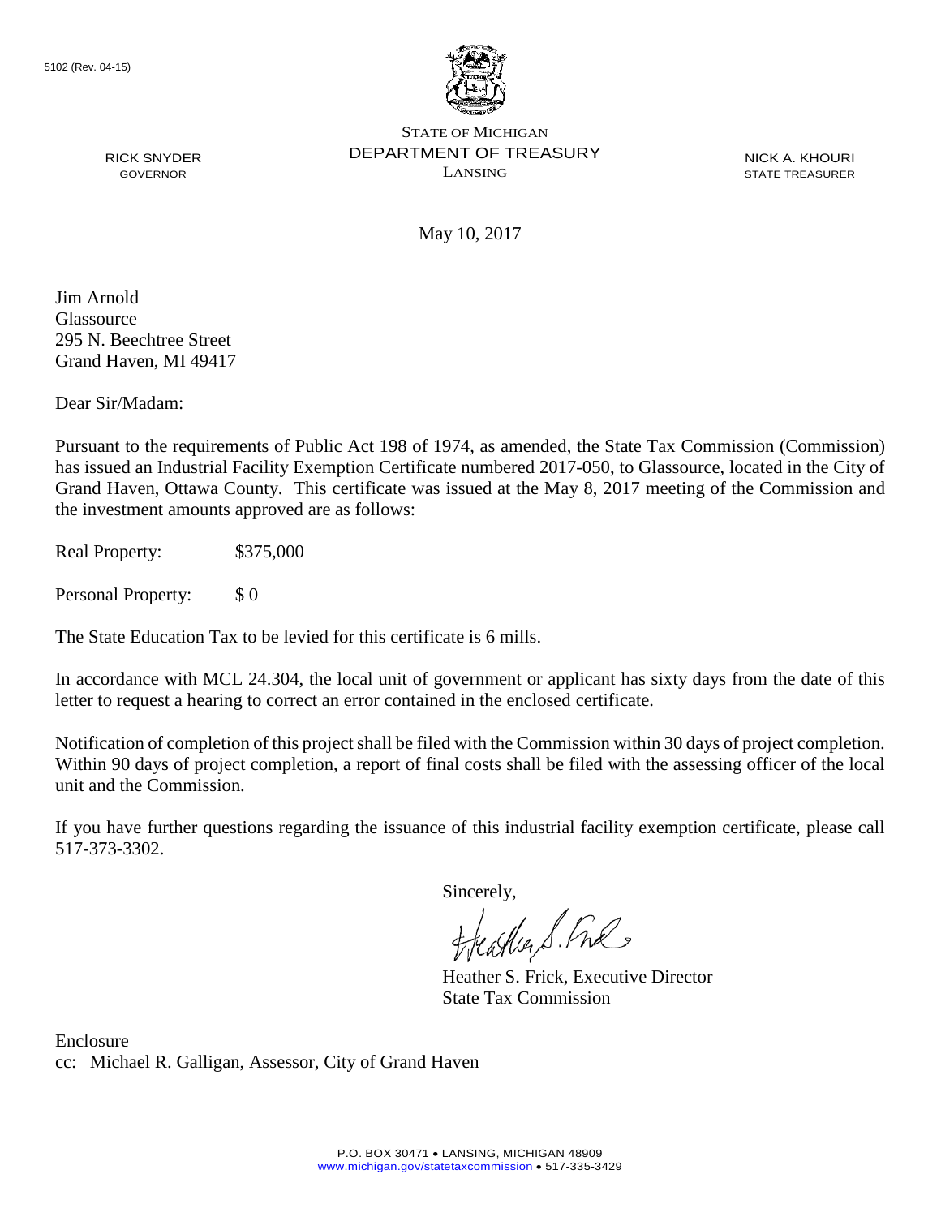5102 (Rev. 04-15)

STATE OF MICHIGAN
DEPARTMENT OF TREASURY
LANSING

RICK SNYDER
GOVERNOR

NICK A. KHOURI
STATE TREASURER

May 10, 2017

Jim Arnold
Glassource
295 N. Beechtree Street
Grand Haven, MI 49417

Dear Sir/Madam:

Pursuant to the requirements of Public Act 198 of 1974, as amended, the State Tax Commission (Commission) has issued an Industrial Facility Exemption Certificate numbered 2017-050, to Glassource, located in the City of Grand Haven, Ottawa County. This certificate was issued at the May 8, 2017 meeting of the Commission and the investment amounts approved are as follows:

Real Property: $375,000

Personal Property: $ 0

The State Education Tax to be levied for this certificate is 6 mills.

In accordance with MCL 24.304, the local unit of government or applicant has sixty days from the date of this letter to request a hearing to correct an error contained in the enclosed certificate.

Notification of completion of this project shall be filed with the Commission within 30 days of project completion. Within 90 days of project completion, a report of final costs shall be filed with the assessing officer of the local unit and the Commission.

If you have further questions regarding the issuance of this industrial facility exemption certificate, please call 517-373-3302.

Sincerely,

Heather S. Frick, Executive Director
State Tax Commission

Enclosure
cc: Michael R. Galligan, Assessor, City of Grand Haven

P.O. BOX 30471 • LANSING, MICHIGAN 48909
www.michigan.gov/statetaxcommission • 517-335-3429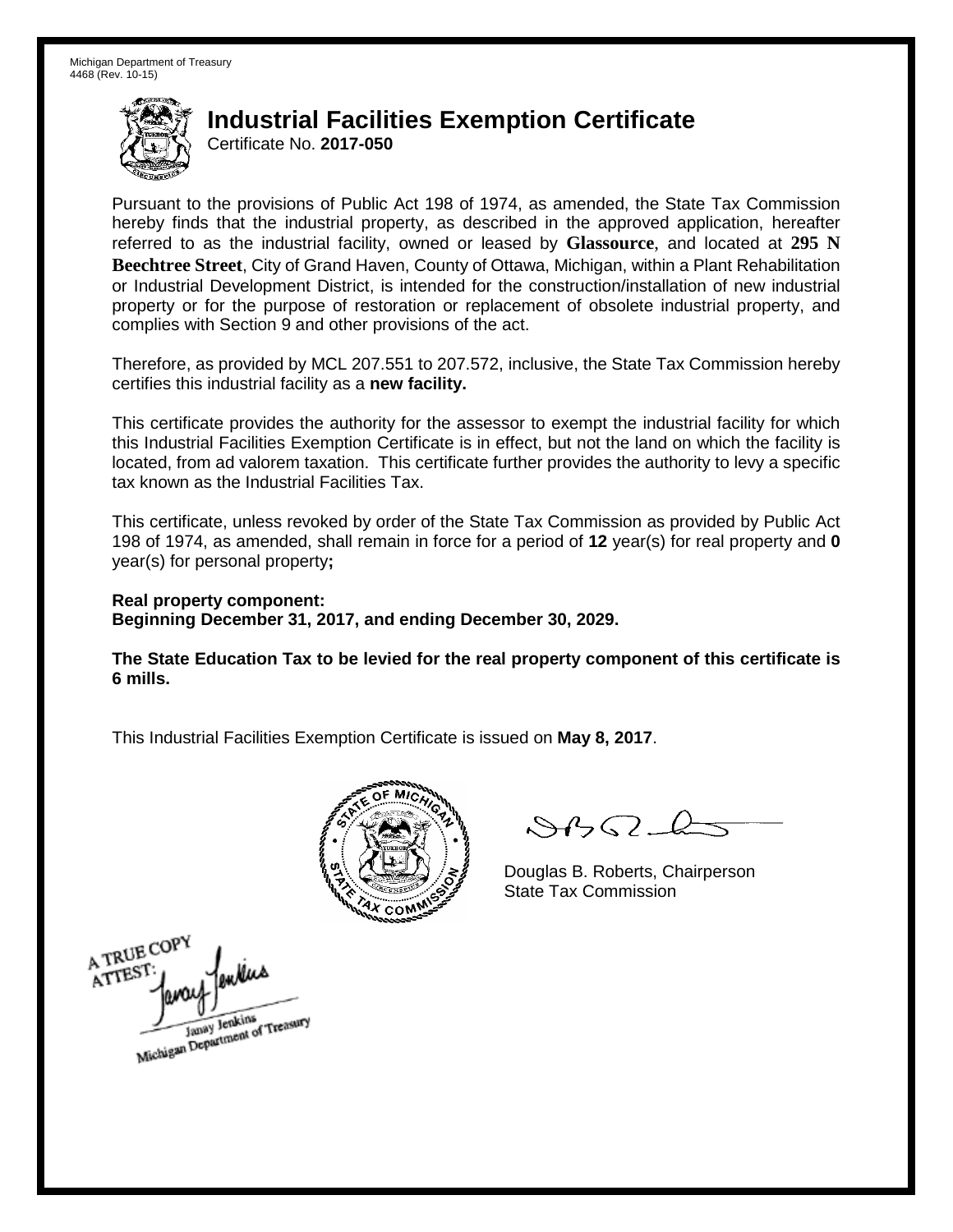Michigan Department of Treasury
4468 (Rev. 10-15)

# Industrial Facilities Exemption Certificate

Certificate No. **2017-050**

Pursuant to the provisions of Public Act 198 of 1974, as amended, the State Tax Commission hereby finds that the industrial property, as described in the approved application, hereafter referred to as the industrial facility, owned or leased by **Glassource**, and located at **295 N Beechtree Street**, City of Grand Haven, County of Ottawa, Michigan, within a Plant Rehabilitation or Industrial Development District, is intended for the construction/installation of new industrial property or for the purpose of restoration or replacement of obsolete industrial property, and complies with Section 9 and other provisions of the act.

Therefore, as provided by MCL 207.551 to 207.572, inclusive, the State Tax Commission hereby certifies this industrial facility as a **new facility.**

This certificate provides the authority for the assessor to exempt the industrial facility for which this Industrial Facilities Exemption Certificate is in effect, but not the land on which the facility is located, from ad valorem taxation. This certificate further provides the authority to levy a specific tax known as the Industrial Facilities Tax.

This certificate, unless revoked by order of the State Tax Commission as provided by Public Act 198 of 1974, as amended, shall remain in force for a period of **12** year(s) for real property and **0** year(s) for personal property**;**

**Real property component:**
**Beginning December 31, 2017, and ending December 30, 2029.**

**The State Education Tax to be levied for the real property component of this certificate is 6 mills.**

This Industrial Facilities Exemption Certificate is issued on **May 8, 2017**.

Douglas B. Roberts, Chairperson
State Tax Commission

A TRUE COPY
ATTEST:
Janay Jenkins
Michigan Department of Treasury